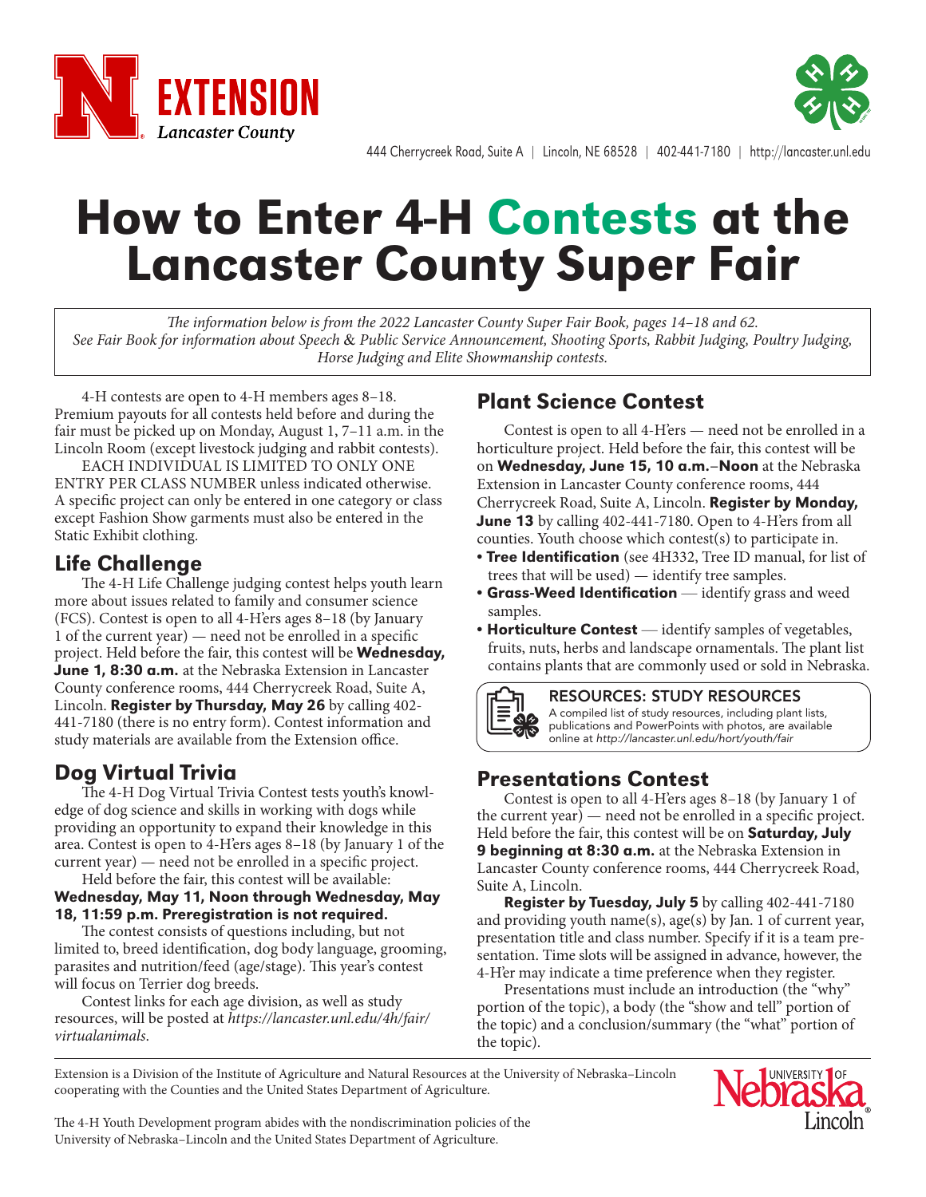EXTENSION
Lancaster County

444 Cherrycreek Road, Suite A | Lincoln, NE 68528 | 402-441-7180 | http://lancaster.unl.edu

# How to Enter 4-H Contests at the Lancaster County Super Fair

*The information below is from the 2022 Lancaster County Super Fair Book, pages 14–18 and 62. See Fair Book for information about Speech & Public Service Announcement, Shooting Sports, Rabbit Judging, Poultry Judging, Horse Judging and Elite Showmanship contests.*

4-H contests are open to 4-H members ages 8–18. Premium payouts for all contests held before and during the fair must be picked up on Monday, August 1, 7–11 a.m. in the Lincoln Room (except livestock judging and rabbit contests).

EACH INDIVIDUAL IS LIMITED TO ONLY ONE ENTRY PER CLASS NUMBER unless indicated otherwise. A specific project can only be entered in one category or class except Fashion Show garments must also be entered in the Static Exhibit clothing.

## Life Challenge

The 4-H Life Challenge judging contest helps youth learn more about issues related to family and consumer science (FCS). Contest is open to all 4-H'ers ages 8–18 (by January 1 of the current year) — need not be enrolled in a specific project. Held before the fair, this contest will be **Wednesday, June 1, 8:30 a.m.** at the Nebraska Extension in Lancaster County conference rooms, 444 Cherrycreek Road, Suite A, Lincoln. **Register by Thursday, May 26** by calling 402-441-7180 (there is no entry form). Contest information and study materials are available from the Extension office.

## Dog Virtual Trivia

The 4-H Dog Virtual Trivia Contest tests youth's knowledge of dog science and skills in working with dogs while providing an opportunity to expand their knowledge in this area. Contest is open to 4-H'ers ages 8–18 (by January 1 of the current year) — need not be enrolled in a specific project.

Held before the fair, this contest will be available: **Wednesday, May 11, Noon through Wednesday, May 18, 11:59 p.m. Preregistration is not required.**

The contest consists of questions including, but not limited to, breed identification, dog body language, grooming, parasites and nutrition/feed (age/stage). This year's contest will focus on Terrier dog breeds.

Contest links for each age division, as well as study resources, will be posted at *https://lancaster.unl.edu/4h/fair/virtualanimals*.

## Plant Science Contest

Contest is open to all 4-H'ers — need not be enrolled in a horticulture project. Held before the fair, this contest will be on **Wednesday, June 15, 10 a.m.–Noon** at the Nebraska Extension in Lancaster County conference rooms, 444 Cherrycreek Road, Suite A, Lincoln. **Register by Monday, June 13** by calling 402-441-7180. Open to 4-H'ers from all counties. Youth choose which contest(s) to participate in.

- **Tree Identification** (see 4H332, Tree ID manual, for list of trees that will be used) — identify tree samples.
- **Grass-Weed Identification** — identify grass and weed samples.
- **Horticulture Contest** — identify samples of vegetables, fruits, nuts, herbs and landscape ornamentals. The plant list contains plants that are commonly used or sold in Nebraska.

**RESOURCES: STUDY RESOURCES**
A compiled list of study resources, including plant lists, publications and PowerPoints with photos, are available online at *http://lancaster.unl.edu/hort/youth/fair*

## Presentations Contest

Contest is open to all 4-H'ers ages 8–18 (by January 1 of the current year) — need not be enrolled in a specific project. Held before the fair, this contest will be on **Saturday, July 9 beginning at 8:30 a.m.** at the Nebraska Extension in Lancaster County conference rooms, 444 Cherrycreek Road, Suite A, Lincoln.

**Register by Tuesday, July 5** by calling 402-441-7180 and providing youth name(s), age(s) by Jan. 1 of current year, presentation title and class number. Specify if it is a team presentation. Time slots will be assigned in advance, however, the 4-H'er may indicate a time preference when they register.

Presentations must include an introduction (the "why" portion of the topic), a body (the "show and tell" portion of the topic) and a conclusion/summary (the "what" portion of the topic).

Extension is a Division of the Institute of Agriculture and Natural Resources at the University of Nebraska–Lincoln cooperating with the Counties and the United States Department of Agriculture.

The 4-H Youth Development program abides with the nondiscrimination policies of the University of Nebraska–Lincoln and the United States Department of Agriculture.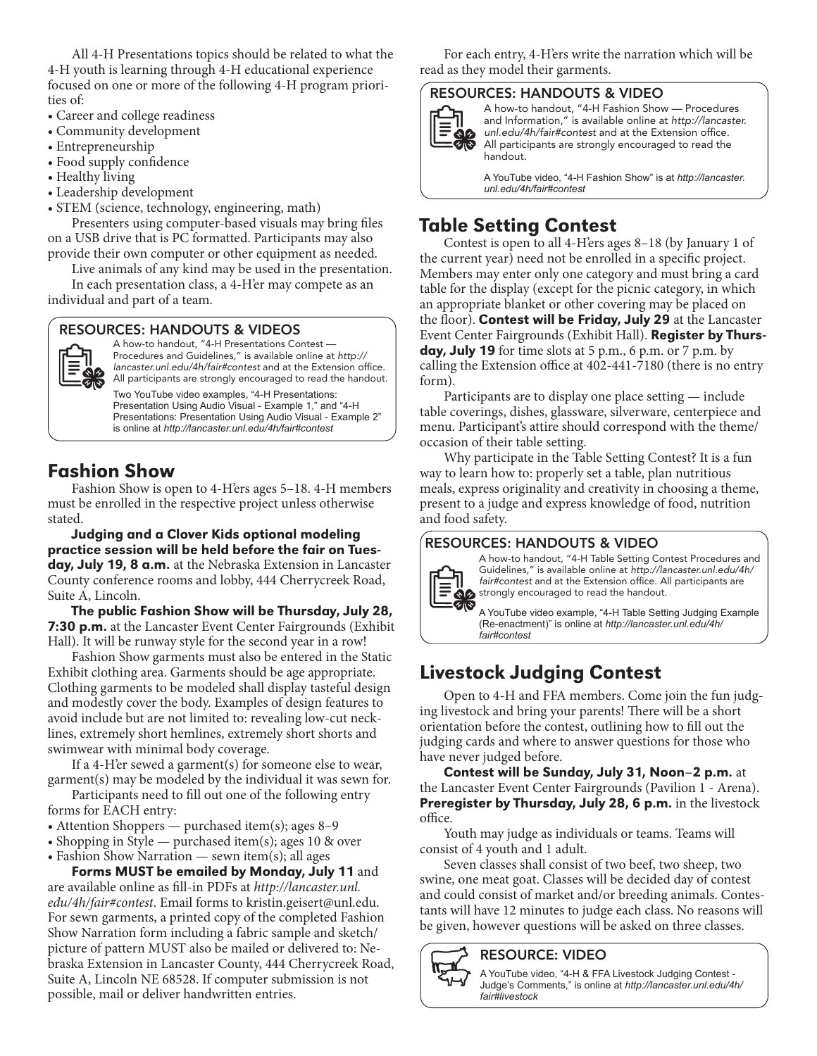All 4-H Presentations topics should be related to what the 4-H youth is learning through 4-H educational experience focused on one or more of the following 4-H program priorities of:

- Career and college readiness
- Community development
- Entrepreneurship
- Food supply confidence
- Healthy living
- Leadership development
- STEM (science, technology, engineering, math)

Presenters using computer-based visuals may bring files on a USB drive that is PC formatted. Participants may also provide their own computer or other equipment as needed.

Live animals of any kind may be used in the presentation.

In each presentation class, a 4-H'er may compete as an individual and part of a team.

### RESOURCES: HANDOUTS & VIDEOS

A how-to handout, "4-H Presentations Contest — Procedures and Guidelines," is available online at *http://lancaster.unl.edu/4h/fair#contest* and at the Extension office. All participants are strongly encouraged to read the handout.

Two YouTube video examples, "4-H Presentations: Presentation Using Audio Visual - Example 1," and "4-H Presentations: Presentation Using Audio Visual - Example 2" is online at *http://lancaster.unl.edu/4h/fair#contest*

## Fashion Show

Fashion Show is open to 4-H'ers ages 5–18. 4-H members must be enrolled in the respective project unless otherwise stated.

**Judging and a Clover Kids optional modeling practice session will be held before the fair on Tuesday, July 19, 8 a.m.** at the Nebraska Extension in Lancaster County conference rooms and lobby, 444 Cherrycreek Road, Suite A, Lincoln.

**The public Fashion Show will be Thursday, July 28, 7:30 p.m.** at the Lancaster Event Center Fairgrounds (Exhibit Hall). It will be runway style for the second year in a row!

Fashion Show garments must also be entered in the Static Exhibit clothing area. Garments should be age appropriate. Clothing garments to be modeled shall display tasteful design and modestly cover the body. Examples of design features to avoid include but are not limited to: revealing low-cut necklines, extremely short hemlines, extremely short shorts and swimwear with minimal body coverage.

If a 4-H'er sewed a garment(s) for someone else to wear, garment(s) may be modeled by the individual it was sewn for.

Participants need to fill out one of the following entry forms for EACH entry:

- Attention Shoppers — purchased item(s); ages 8–9
- Shopping in Style — purchased item(s); ages 10 & over
- Fashion Show Narration — sewn item(s); all ages

**Forms MUST be emailed by Monday, July 11** and are available online as fill-in PDFs at *http://lancaster.unl.edu/4h/fair#contest*. Email forms to kristin.geisert@unl.edu. For sewn garments, a printed copy of the completed Fashion Show Narration form including a fabric sample and sketch/picture of pattern MUST also be mailed or delivered to: Nebraska Extension in Lancaster County, 444 Cherrycreek Road, Suite A, Lincoln NE 68528. If computer submission is not possible, mail or deliver handwritten entries.

For each entry, 4-H'ers write the narration which will be read as they model their garments.

### RESOURCES: HANDOUTS & VIDEO

A how-to handout, "4-H Fashion Show — Procedures and Information," is available online at *http://lancaster.unl.edu/4h/fair#contest* and at the Extension office. All participants are strongly encouraged to read the handout.

A YouTube video, "4-H Fashion Show" is at *http://lancaster.unl.edu/4h/fair#contest*

## Table Setting Contest

Contest is open to all 4-H'ers ages 8–18 (by January 1 of the current year) need not be enrolled in a specific project. Members may enter only one category and must bring a card table for the display (except for the picnic category, in which an appropriate blanket or other covering may be placed on the floor). **Contest will be Friday, July 29** at the Lancaster Event Center Fairgrounds (Exhibit Hall). **Register by Thursday, July 19** for time slots at 5 p.m., 6 p.m. or 7 p.m. by calling the Extension office at 402-441-7180 (there is no entry form).

Participants are to display one place setting — include table coverings, dishes, glassware, silverware, centerpiece and menu. Participant's attire should correspond with the theme/occasion of their table setting.

Why participate in the Table Setting Contest? It is a fun way to learn how to: properly set a table, plan nutritious meals, express originality and creativity in choosing a theme, present to a judge and express knowledge of food, nutrition and food safety.

### RESOURCES: HANDOUTS & VIDEO

A how-to handout, "4-H Table Setting Contest Procedures and Guidelines," is available online at *http://lancaster.unl.edu/4h/fair#contest* and at the Extension office. All participants are strongly encouraged to read the handout.

A YouTube video example, "4-H Table Setting Judging Example (Re-enactment)" is online at *http://lancaster.unl.edu/4h/fair#contest*

## Livestock Judging Contest

Open to 4-H and FFA members. Come join the fun judging livestock and bring your parents! There will be a short orientation before the contest, outlining how to fill out the judging cards and where to answer questions for those who have never judged before.

**Contest will be Sunday, July 31, Noon–2 p.m.** at the Lancaster Event Center Fairgrounds (Pavilion 1 - Arena). **Preregister by Thursday, July 28, 6 p.m.** in the livestock office.

Youth may judge as individuals or teams. Teams will consist of 4 youth and 1 adult.

Seven classes shall consist of two beef, two sheep, two swine, one meat goat. Classes will be decided day of contest and could consist of market and/or breeding animals. Contestants will have 12 minutes to judge each class. No reasons will be given, however questions will be asked on three classes.

### RESOURCE: VIDEO

A YouTube video, "4-H & FFA Livestock Judging Contest - Judge's Comments," is online at *http://lancaster.unl.edu/4h/fair#livestock*